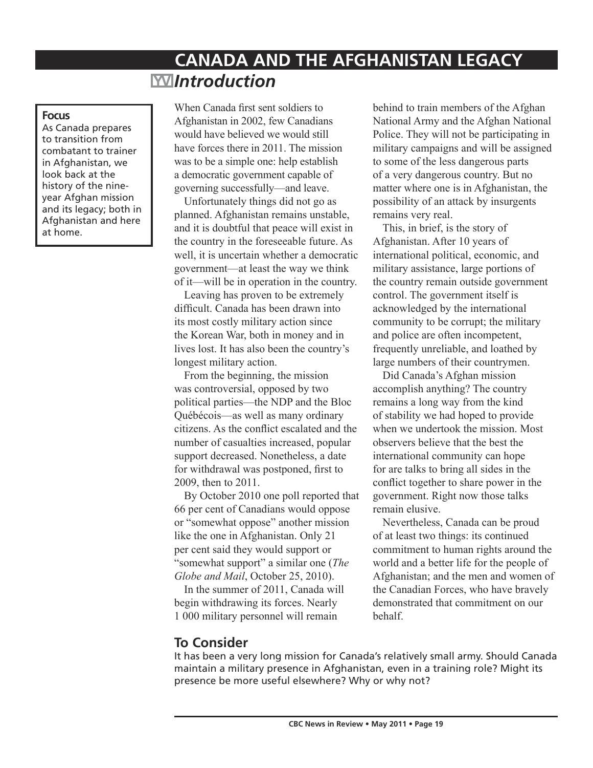# CANADA AND THE AFGHANISTAN LEGACY

## Introduction

**Focus**
As Canada prepares to transition from combatant to trainer in Afghanistan, we look back at the history of the nine-year Afghan mission and its legacy; both in Afghanistan and here at home.

When Canada first sent soldiers to Afghanistan in 2002, few Canadians would have believed we would still have forces there in 2011. The mission was to be a simple one: help establish a democratic government capable of governing successfully—and leave.

Unfortunately things did not go as planned. Afghanistan remains unstable, and it is doubtful that peace will exist in the country in the foreseeable future. As well, it is uncertain whether a democratic government—at least the way we think of it—will be in operation in the country.

Leaving has proven to be extremely difficult. Canada has been drawn into its most costly military action since the Korean War, both in money and in lives lost. It has also been the country's longest military action.

From the beginning, the mission was controversial, opposed by two political parties—the NDP and the Bloc Québécois—as well as many ordinary citizens. As the conflict escalated and the number of casualties increased, popular support decreased. Nonetheless, a date for withdrawal was postponed, first to 2009, then to 2011.

By October 2010 one poll reported that 66 per cent of Canadians would oppose or "somewhat oppose" another mission like the one in Afghanistan. Only 21 per cent said they would support or "somewhat support" a similar one (*The Globe and Mail*, October 25, 2010).

In the summer of 2011, Canada will begin withdrawing its forces. Nearly 1 000 military personnel will remain behind to train members of the Afghan National Army and the Afghan National Police. They will not be participating in military campaigns and will be assigned to some of the less dangerous parts of a very dangerous country. But no matter where one is in Afghanistan, the possibility of an attack by insurgents remains very real.

This, in brief, is the story of Afghanistan. After 10 years of international political, economic, and military assistance, large portions of the country remain outside government control. The government itself is acknowledged by the international community to be corrupt; the military and police are often incompetent, frequently unreliable, and loathed by large numbers of their countrymen.

Did Canada's Afghan mission accomplish anything? The country remains a long way from the kind of stability we had hoped to provide when we undertook the mission. Most observers believe that the best the international community can hope for are talks to bring all sides in the conflict together to share power in the government. Right now those talks remain elusive.

Nevertheless, Canada can be proud of at least two things: its continued commitment to human rights around the world and a better life for the people of Afghanistan; and the men and women of the Canadian Forces, who have bravely demonstrated that commitment on our behalf.

### To Consider

It has been a very long mission for Canada's relatively small army. Should Canada maintain a military presence in Afghanistan, even in a training role? Might its presence be more useful elsewhere? Why or why not?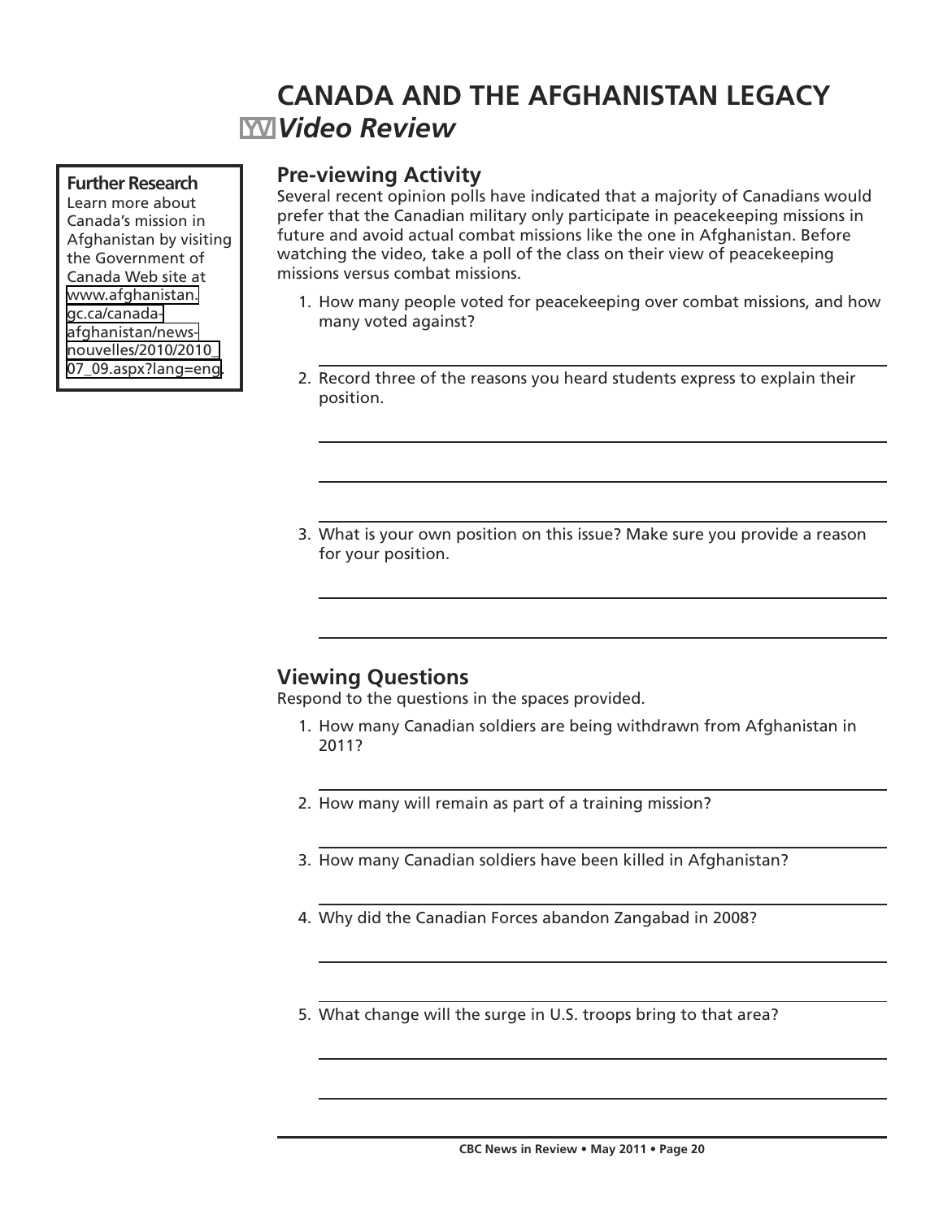# CANADA AND THE AFGHANISTAN LEGACY

## *Video Review*

**Further Research**
Learn more about Canada's mission in Afghanistan by visiting the Government of Canada Web site at www.afghanistan.gc.ca/canada-afghanistan/news-nouvelles/2010/2010_07_09.aspx?lang=eng.

### Pre-viewing Activity

Several recent opinion polls have indicated that a majority of Canadians would prefer that the Canadian military only participate in peacekeeping missions in future and avoid actual combat missions like the one in Afghanistan. Before watching the video, take a poll of the class on their view of peacekeeping missions versus combat missions.

1. How many people voted for peacekeeping over combat missions, and how many voted against?

2. Record three of the reasons you heard students express to explain their position.

3. What is your own position on this issue? Make sure you provide a reason for your position.

### Viewing Questions

Respond to the questions in the spaces provided.

1. How many Canadian soldiers are being withdrawn from Afghanistan in 2011?

2. How many will remain as part of a training mission?

3. How many Canadian soldiers have been killed in Afghanistan?

4. Why did the Canadian Forces abandon Zangabad in 2008?

5. What change will the surge in U.S. troops bring to that area?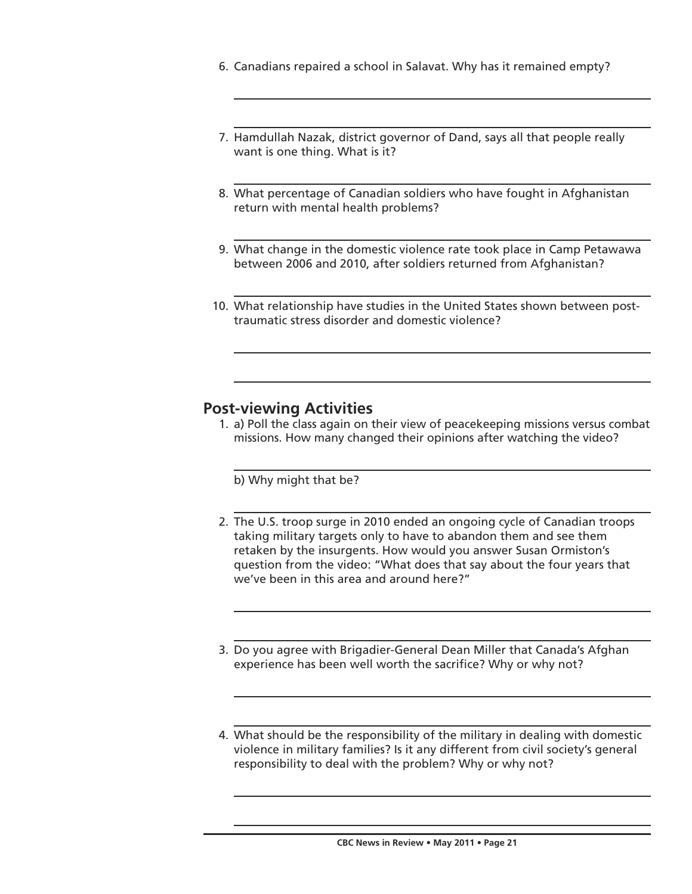6. Canadians repaired a school in Salavat. Why has it remained empty?

7. Hamdullah Nazak, district governor of Dand, says all that people really want is one thing. What is it?

8. What percentage of Canadian soldiers who have fought in Afghanistan return with mental health problems?

9. What change in the domestic violence rate took place in Camp Petawawa between 2006 and 2010, after soldiers returned from Afghanistan?

10. What relationship have studies in the United States shown between post-traumatic stress disorder and domestic violence?

## Post-viewing Activities

1. a) Poll the class again on their view of peacekeeping missions versus combat missions. How many changed their opinions after watching the video?

   b) Why might that be?

2. The U.S. troop surge in 2010 ended an ongoing cycle of Canadian troops taking military targets only to have to abandon them and see them retaken by the insurgents. How would you answer Susan Ormiston's question from the video: "What does that say about the four years that we've been in this area and around here?"

3. Do you agree with Brigadier-General Dean Miller that Canada's Afghan experience has been well worth the sacrifice? Why or why not?

4. What should be the responsibility of the military in dealing with domestic violence in military families? Is it any different from civil society's general responsibility to deal with the problem? Why or why not?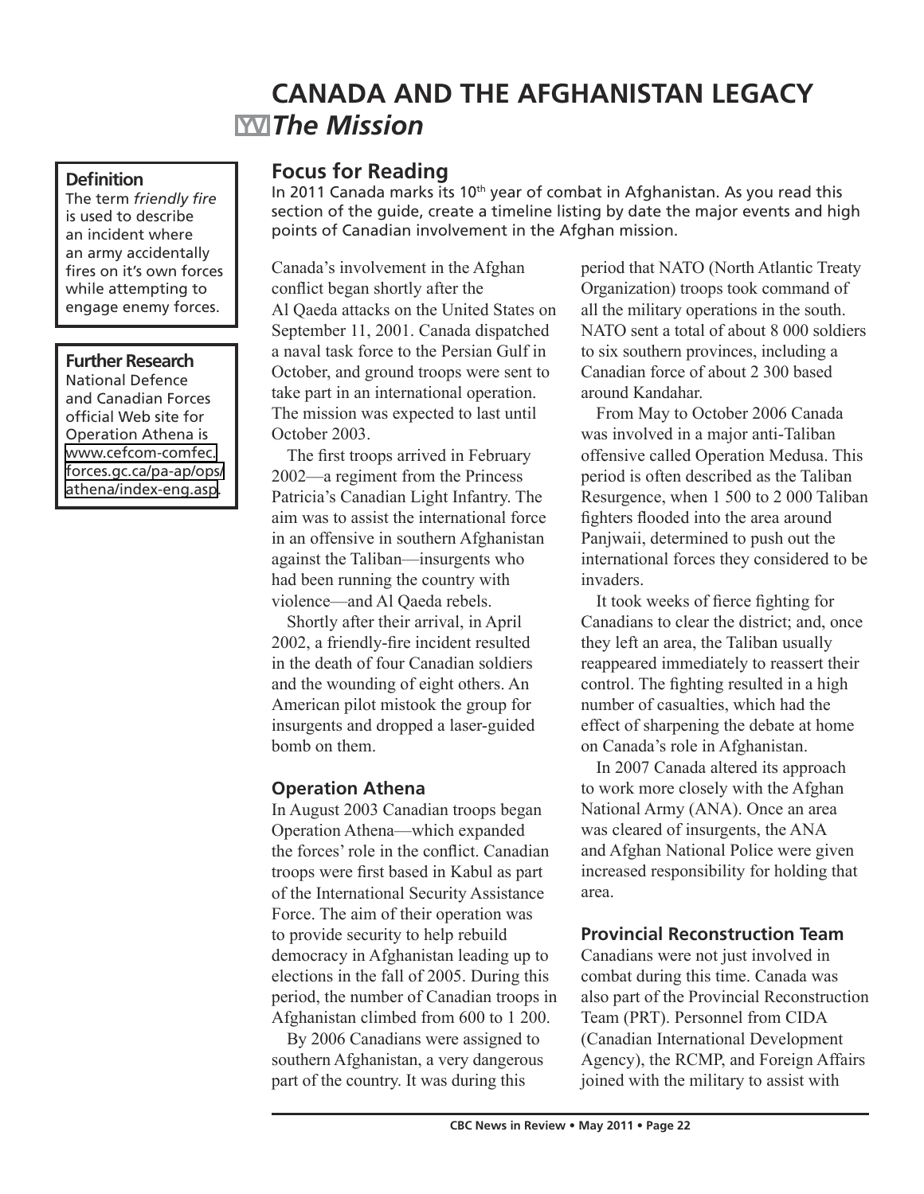# CANADA AND THE AFGHANISTAN LEGACY

## *The Mission*

**Definition**
The term *friendly fire* is used to describe an incident where an army accidentally fires on it's own forces while attempting to engage enemy forces.

**Further Research**
National Defence and Canadian Forces official Web site for Operation Athena is www.cefcom-comfec.forces.gc.ca/pa-ap/ops/athena/index-eng.asp.

### Focus for Reading

In 2011 Canada marks its 10th year of combat in Afghanistan. As you read this section of the guide, create a timeline listing by date the major events and high points of Canadian involvement in the Afghan mission.

Canada's involvement in the Afghan conflict began shortly after the Al Qaeda attacks on the United States on September 11, 2001. Canada dispatched a naval task force to the Persian Gulf in October, and ground troops were sent to take part in an international operation. The mission was expected to last until October 2003.

The first troops arrived in February 2002—a regiment from the Princess Patricia's Canadian Light Infantry. The aim was to assist the international force in an offensive in southern Afghanistan against the Taliban—insurgents who had been running the country with violence—and Al Qaeda rebels.

Shortly after their arrival, in April 2002, a friendly-fire incident resulted in the death of four Canadian soldiers and the wounding of eight others. An American pilot mistook the group for insurgents and dropped a laser-guided bomb on them.

### Operation Athena

In August 2003 Canadian troops began Operation Athena—which expanded the forces' role in the conflict. Canadian troops were first based in Kabul as part of the International Security Assistance Force. The aim of their operation was to provide security to help rebuild democracy in Afghanistan leading up to elections in the fall of 2005. During this period, the number of Canadian troops in Afghanistan climbed from 600 to 1 200.

By 2006 Canadians were assigned to southern Afghanistan, a very dangerous part of the country. It was during this period that NATO (North Atlantic Treaty Organization) troops took command of all the military operations in the south. NATO sent a total of about 8 000 soldiers to six southern provinces, including a Canadian force of about 2 300 based around Kandahar.

From May to October 2006 Canada was involved in a major anti-Taliban offensive called Operation Medusa. This period is often described as the Taliban Resurgence, when 1 500 to 2 000 Taliban fighters flooded into the area around Panjwaii, determined to push out the international forces they considered to be invaders.

It took weeks of fierce fighting for Canadians to clear the district; and, once they left an area, the Taliban usually reappeared immediately to reassert their control. The fighting resulted in a high number of casualties, which had the effect of sharpening the debate at home on Canada's role in Afghanistan.

In 2007 Canada altered its approach to work more closely with the Afghan National Army (ANA). Once an area was cleared of insurgents, the ANA and Afghan National Police were given increased responsibility for holding that area.

### Provincial Reconstruction Team

Canadians were not just involved in combat during this time. Canada was also part of the Provincial Reconstruction Team (PRT). Personnel from CIDA (Canadian International Development Agency), the RCMP, and Foreign Affairs joined with the military to assist with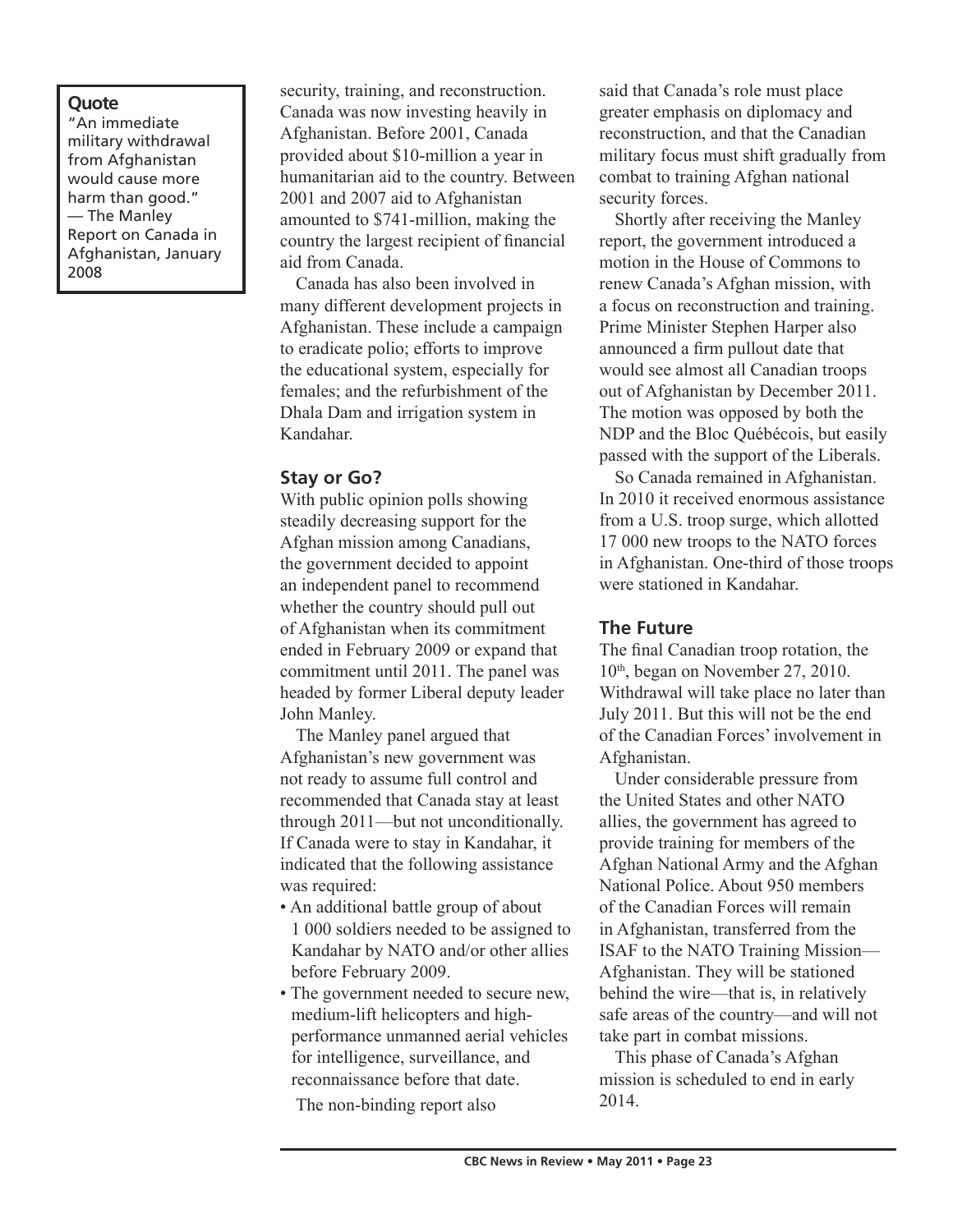**Quote**

"An immediate military withdrawal from Afghanistan would cause more harm than good."
— The Manley Report on Canada in Afghanistan, January 2008

security, training, and reconstruction. Canada was now investing heavily in Afghanistan. Before 2001, Canada provided about $10-million a year in humanitarian aid to the country. Between 2001 and 2007 aid to Afghanistan amounted to $741-million, making the country the largest recipient of financial aid from Canada.

Canada has also been involved in many different development projects in Afghanistan. These include a campaign to eradicate polio; efforts to improve the educational system, especially for females; and the refurbishment of the Dhala Dam and irrigation system in Kandahar.

## Stay or Go?

With public opinion polls showing steadily decreasing support for the Afghan mission among Canadians, the government decided to appoint an independent panel to recommend whether the country should pull out of Afghanistan when its commitment ended in February 2009 or expand that commitment until 2011. The panel was headed by former Liberal deputy leader John Manley.

The Manley panel argued that Afghanistan's new government was not ready to assume full control and recommended that Canada stay at least through 2011—but not unconditionally. If Canada were to stay in Kandahar, it indicated that the following assistance was required:

- An additional battle group of about 1 000 soldiers needed to be assigned to Kandahar by NATO and/or other allies before February 2009.
- The government needed to secure new, medium-lift helicopters and high-performance unmanned aerial vehicles for intelligence, surveillance, and reconnaissance before that date.

The non-binding report also said that Canada's role must place greater emphasis on diplomacy and reconstruction, and that the Canadian military focus must shift gradually from combat to training Afghan national security forces.

Shortly after receiving the Manley report, the government introduced a motion in the House of Commons to renew Canada's Afghan mission, with a focus on reconstruction and training. Prime Minister Stephen Harper also announced a firm pullout date that would see almost all Canadian troops out of Afghanistan by December 2011. The motion was opposed by both the NDP and the Bloc Québécois, but easily passed with the support of the Liberals.

So Canada remained in Afghanistan. In 2010 it received enormous assistance from a U.S. troop surge, which allotted 17 000 new troops to the NATO forces in Afghanistan. One-third of those troops were stationed in Kandahar.

## The Future

The final Canadian troop rotation, the 10th, began on November 27, 2010. Withdrawal will take place no later than July 2011. But this will not be the end of the Canadian Forces' involvement in Afghanistan.

Under considerable pressure from the United States and other NATO allies, the government has agreed to provide training for members of the Afghan National Army and the Afghan National Police. About 950 members of the Canadian Forces will remain in Afghanistan, transferred from the ISAF to the NATO Training Mission—Afghanistan. They will be stationed behind the wire—that is, in relatively safe areas of the country—and will not take part in combat missions.

This phase of Canada's Afghan mission is scheduled to end in early 2014.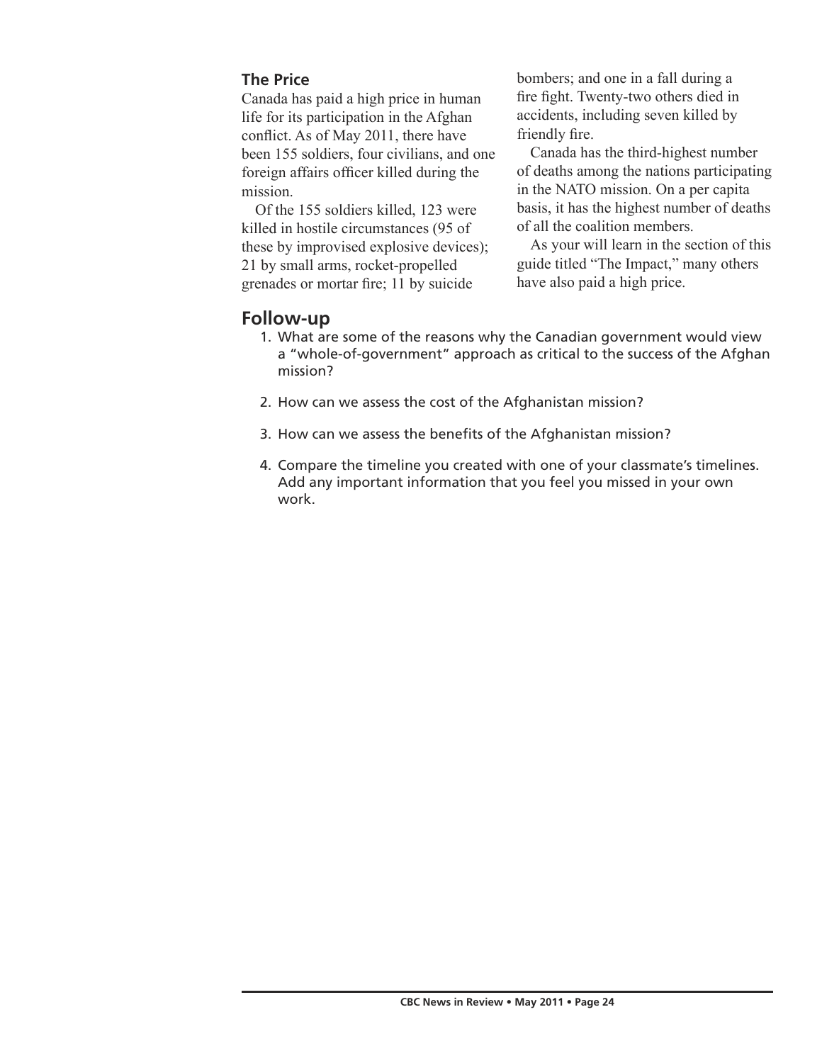### The Price

Canada has paid a high price in human life for its participation in the Afghan conflict. As of May 2011, there have been 155 soldiers, four civilians, and one foreign affairs officer killed during the mission.

Of the 155 soldiers killed, 123 were killed in hostile circumstances (95 of these by improvised explosive devices); 21 by small arms, rocket-propelled grenades or mortar fire; 11 by suicide bombers; and one in a fall during a fire fight. Twenty-two others died in accidents, including seven killed by friendly fire.

Canada has the third-highest number of deaths among the nations participating in the NATO mission. On a per capita basis, it has the highest number of deaths of all the coalition members.

As your will learn in the section of this guide titled "The Impact," many others have also paid a high price.

## Follow-up

1. What are some of the reasons why the Canadian government would view a "whole-of-government" approach as critical to the success of the Afghan mission?
2. How can we assess the cost of the Afghanistan mission?
3. How can we assess the benefits of the Afghanistan mission?
4. Compare the timeline you created with one of your classmate's timelines. Add any important information that you feel you missed in your own work.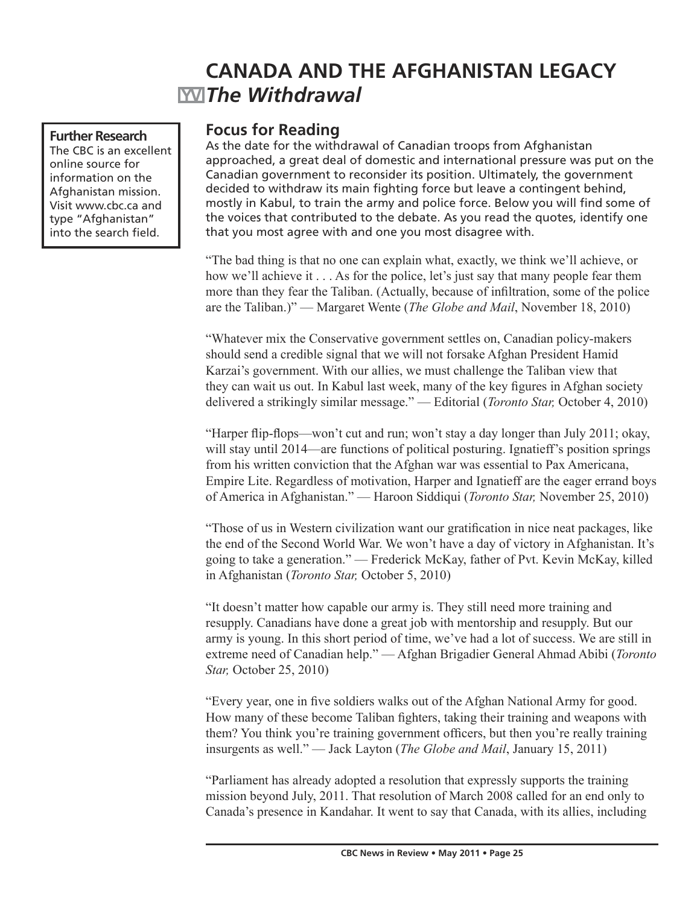# CANADA AND THE AFGHANISTAN LEGACY
## *The Withdrawal*

**Further Research**
The CBC is an excellent online source for information on the Afghanistan mission. Visit www.cbc.ca and type "Afghanistan" into the search field.

### Focus for Reading

As the date for the withdrawal of Canadian troops from Afghanistan approached, a great deal of domestic and international pressure was put on the Canadian government to reconsider its position. Ultimately, the government decided to withdraw its main fighting force but leave a contingent behind, mostly in Kabul, to train the army and police force. Below you will find some of the voices that contributed to the debate. As you read the quotes, identify one that you most agree with and one you most disagree with.

"The bad thing is that no one can explain what, exactly, we think we'll achieve, or how we'll achieve it . . . As for the police, let's just say that many people fear them more than they fear the Taliban. (Actually, because of infiltration, some of the police are the Taliban.)" — Margaret Wente (*The Globe and Mail*, November 18, 2010)

"Whatever mix the Conservative government settles on, Canadian policy-makers should send a credible signal that we will not forsake Afghan President Hamid Karzai's government. With our allies, we must challenge the Taliban view that they can wait us out. In Kabul last week, many of the key figures in Afghan society delivered a strikingly similar message." — Editorial (*Toronto Star,* October 4, 2010)

"Harper flip-flops—won't cut and run; won't stay a day longer than July 2011; okay, will stay until 2014—are functions of political posturing. Ignatieff's position springs from his written conviction that the Afghan war was essential to Pax Americana, Empire Lite. Regardless of motivation, Harper and Ignatieff are the eager errand boys of America in Afghanistan." — Haroon Siddiqui (*Toronto Star,* November 25, 2010)

"Those of us in Western civilization want our gratification in nice neat packages, like the end of the Second World War. We won't have a day of victory in Afghanistan. It's going to take a generation." — Frederick McKay, father of Pvt. Kevin McKay, killed in Afghanistan (*Toronto Star,* October 5, 2010)

"It doesn't matter how capable our army is. They still need more training and resupply. Canadians have done a great job with mentorship and resupply. But our army is young. In this short period of time, we've had a lot of success. We are still in extreme need of Canadian help." — Afghan Brigadier General Ahmad Abibi (*Toronto Star,* October 25, 2010)

"Every year, one in five soldiers walks out of the Afghan National Army for good. How many of these become Taliban fighters, taking their training and weapons with them? You think you're training government officers, but then you're really training insurgents as well." — Jack Layton (*The Globe and Mail*, January 15, 2011)

"Parliament has already adopted a resolution that expressly supports the training mission beyond July, 2011. That resolution of March 2008 called for an end only to Canada's presence in Kandahar. It went to say that Canada, with its allies, including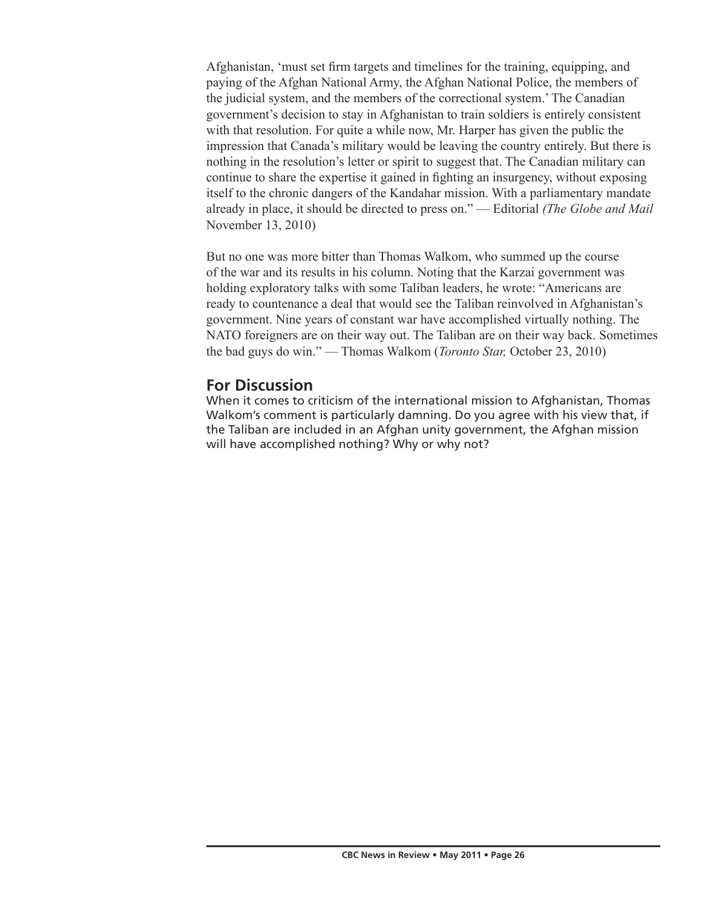Afghanistan, 'must set firm targets and timelines for the training, equipping, and paying of the Afghan National Army, the Afghan National Police, the members of the judicial system, and the members of the correctional system.' The Canadian government's decision to stay in Afghanistan to train soldiers is entirely consistent with that resolution. For quite a while now, Mr. Harper has given the public the impression that Canada's military would be leaving the country entirely. But there is nothing in the resolution's letter or spirit to suggest that. The Canadian military can continue to share the expertise it gained in fighting an insurgency, without exposing itself to the chronic dangers of the Kandahar mission. With a parliamentary mandate already in place, it should be directed to press on." — Editorial *(The Globe and Mail* November 13, 2010)

But no one was more bitter than Thomas Walkom, who summed up the course of the war and its results in his column. Noting that the Karzai government was holding exploratory talks with some Taliban leaders, he wrote: "Americans are ready to countenance a deal that would see the Taliban reinvolved in Afghanistan's government. Nine years of constant war have accomplished virtually nothing. The NATO foreigners are on their way out. The Taliban are on their way back. Sometimes the bad guys do win." — Thomas Walkom (*Toronto Star,* October 23, 2010)

## For Discussion

When it comes to criticism of the international mission to Afghanistan, Thomas Walkom's comment is particularly damning. Do you agree with his view that, if the Taliban are included in an Afghan unity government, the Afghan mission will have accomplished nothing? Why or why not?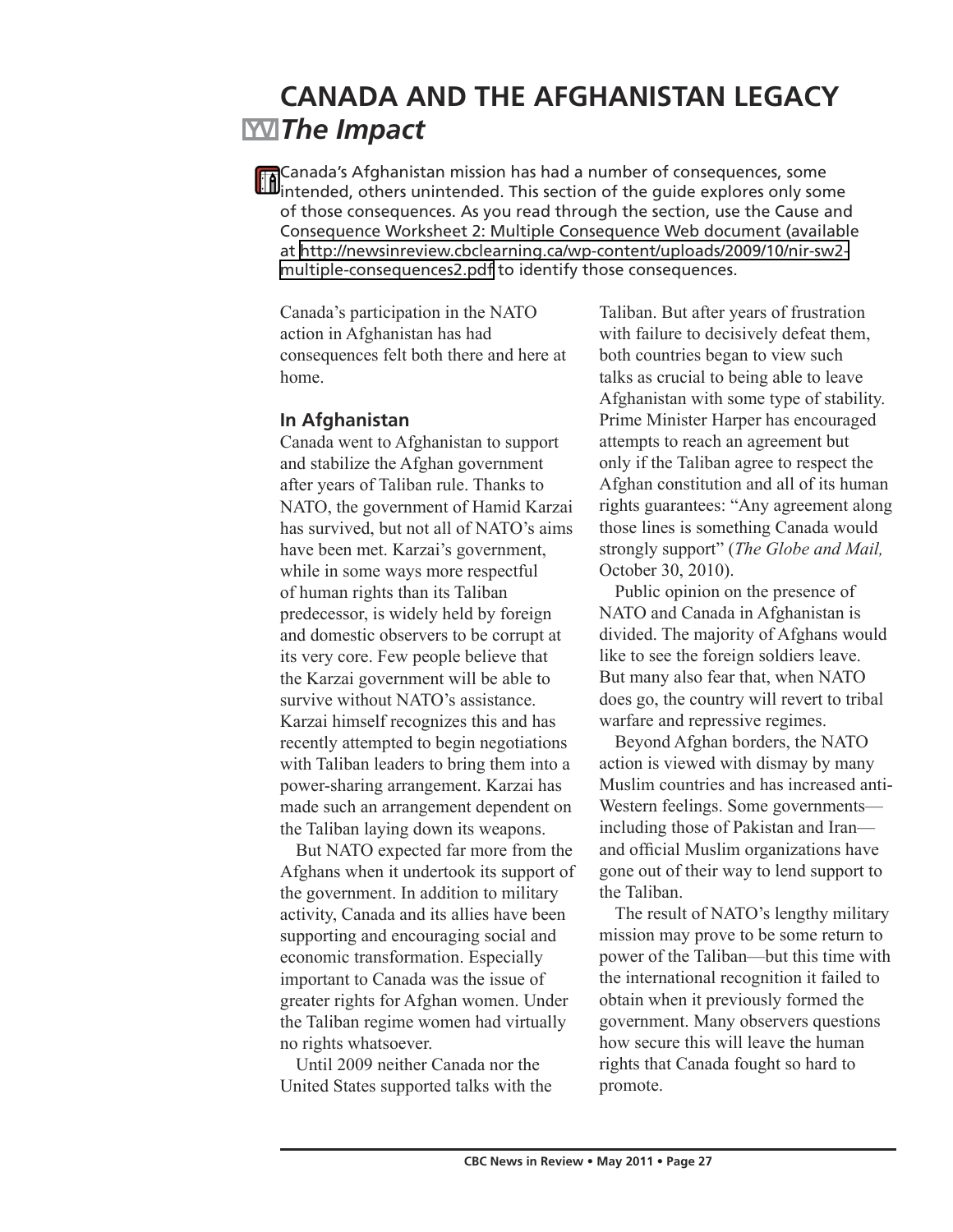# CANADA AND THE AFGHANISTAN LEGACY

## *The Impact*

Canada's Afghanistan mission has had a number of consequences, some intended, others unintended. This section of the guide explores only some of those consequences. As you read through the section, use the Cause and Consequence Worksheet 2: Multiple Consequence Web document (available at http://newsinreview.cbclearning.ca/wp-content/uploads/2009/10/nir-sw2-multiple-consequences2.pdf) to identify those consequences.

Canada's participation in the NATO action in Afghanistan has had consequences felt both there and here at home.

### In Afghanistan

Canada went to Afghanistan to support and stabilize the Afghan government after years of Taliban rule. Thanks to NATO, the government of Hamid Karzai has survived, but not all of NATO's aims have been met. Karzai's government, while in some ways more respectful of human rights than its Taliban predecessor, is widely held by foreign and domestic observers to be corrupt at its very core. Few people believe that the Karzai government will be able to survive without NATO's assistance. Karzai himself recognizes this and has recently attempted to begin negotiations with Taliban leaders to bring them into a power-sharing arrangement. Karzai has made such an arrangement dependent on the Taliban laying down its weapons.

But NATO expected far more from the Afghans when it undertook its support of the government. In addition to military activity, Canada and its allies have been supporting and encouraging social and economic transformation. Especially important to Canada was the issue of greater rights for Afghan women. Under the Taliban regime women had virtually no rights whatsoever.

Until 2009 neither Canada nor the United States supported talks with the Taliban. But after years of frustration with failure to decisively defeat them, both countries began to view such talks as crucial to being able to leave Afghanistan with some type of stability. Prime Minister Harper has encouraged attempts to reach an agreement but only if the Taliban agree to respect the Afghan constitution and all of its human rights guarantees: "Any agreement along those lines is something Canada would strongly support" (*The Globe and Mail,* October 30, 2010).

Public opinion on the presence of NATO and Canada in Afghanistan is divided. The majority of Afghans would like to see the foreign soldiers leave. But many also fear that, when NATO does go, the country will revert to tribal warfare and repressive regimes.

Beyond Afghan borders, the NATO action is viewed with dismay by many Muslim countries and has increased anti-Western feelings. Some governments—including those of Pakistan and Iran—and official Muslim organizations have gone out of their way to lend support to the Taliban.

The result of NATO's lengthy military mission may prove to be some return to power of the Taliban—but this time with the international recognition it failed to obtain when it previously formed the government. Many observers questions how secure this will leave the human rights that Canada fought so hard to promote.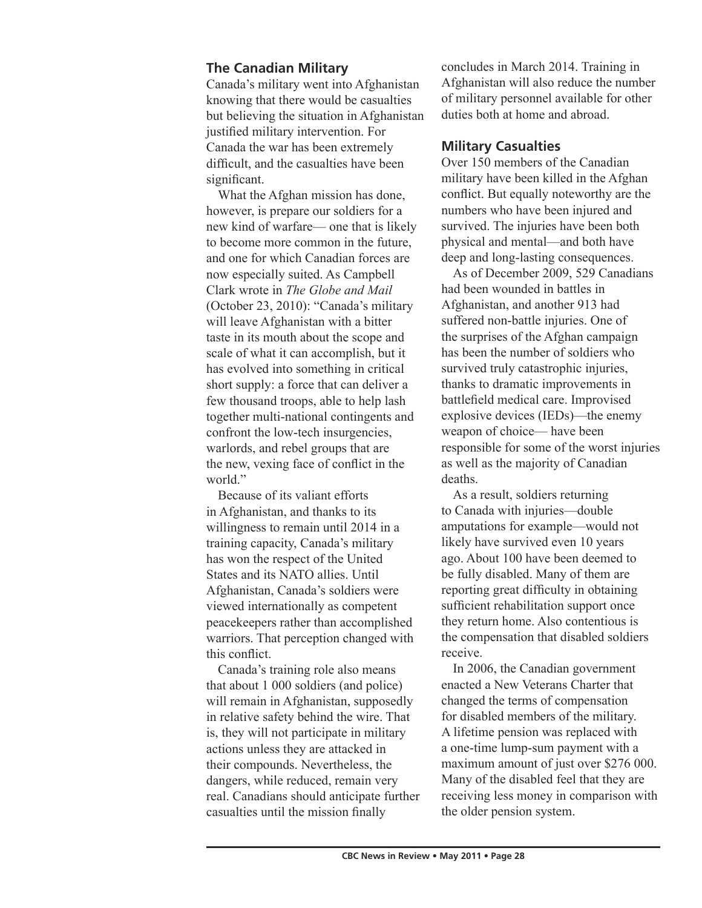## The Canadian Military

Canada's military went into Afghanistan knowing that there would be casualties but believing the situation in Afghanistan justified military intervention. For Canada the war has been extremely difficult, and the casualties have been significant.

What the Afghan mission has done, however, is prepare our soldiers for a new kind of warfare— one that is likely to become more common in the future, and one for which Canadian forces are now especially suited. As Campbell Clark wrote in *The Globe and Mail* (October 23, 2010): "Canada's military will leave Afghanistan with a bitter taste in its mouth about the scope and scale of what it can accomplish, but it has evolved into something in critical short supply: a force that can deliver a few thousand troops, able to help lash together multi-national contingents and confront the low-tech insurgencies, warlords, and rebel groups that are the new, vexing face of conflict in the world."

Because of its valiant efforts in Afghanistan, and thanks to its willingness to remain until 2014 in a training capacity, Canada's military has won the respect of the United States and its NATO allies. Until Afghanistan, Canada's soldiers were viewed internationally as competent peacekeepers rather than accomplished warriors. That perception changed with this conflict.

Canada's training role also means that about 1 000 soldiers (and police) will remain in Afghanistan, supposedly in relative safety behind the wire. That is, they will not participate in military actions unless they are attacked in their compounds. Nevertheless, the dangers, while reduced, remain very real. Canadians should anticipate further casualties until the mission finally concludes in March 2014. Training in Afghanistan will also reduce the number of military personnel available for other duties both at home and abroad.

## Military Casualties

Over 150 members of the Canadian military have been killed in the Afghan conflict. But equally noteworthy are the numbers who have been injured and survived. The injuries have been both physical and mental—and both have deep and long-lasting consequences.

As of December 2009, 529 Canadians had been wounded in battles in Afghanistan, and another 913 had suffered non-battle injuries. One of the surprises of the Afghan campaign has been the number of soldiers who survived truly catastrophic injuries, thanks to dramatic improvements in battlefield medical care. Improvised explosive devices (IEDs)—the enemy weapon of choice— have been responsible for some of the worst injuries as well as the majority of Canadian deaths.

As a result, soldiers returning to Canada with injuries—double amputations for example—would not likely have survived even 10 years ago. About 100 have been deemed to be fully disabled. Many of them are reporting great difficulty in obtaining sufficient rehabilitation support once they return home. Also contentious is the compensation that disabled soldiers receive.

In 2006, the Canadian government enacted a New Veterans Charter that changed the terms of compensation for disabled members of the military. A lifetime pension was replaced with a one-time lump-sum payment with a maximum amount of just over $276 000. Many of the disabled feel that they are receiving less money in comparison with the older pension system.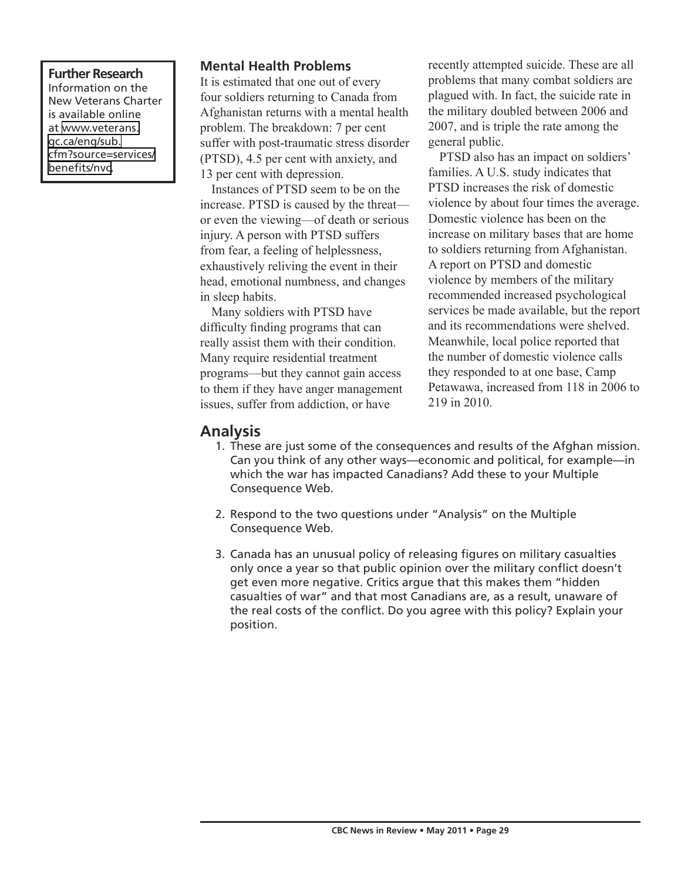**Further Research**
Information on the New Veterans Charter is available online at [www.veterans.gc.ca/eng/sub.cfm?source=services/benefits/nvc](www.veterans.gc.ca/eng/sub.cfm?source=services/benefits/nvc).

### Mental Health Problems

It is estimated that one out of every four soldiers returning to Canada from Afghanistan returns with a mental health problem. The breakdown: 7 per cent suffer with post-traumatic stress disorder (PTSD), 4.5 per cent with anxiety, and 13 per cent with depression.

Instances of PTSD seem to be on the increase. PTSD is caused by the threat—or even the viewing—of death or serious injury. A person with PTSD suffers from fear, a feeling of helplessness, exhaustively reliving the event in their head, emotional numbness, and changes in sleep habits.

Many soldiers with PTSD have difficulty finding programs that can really assist them with their condition. Many require residential treatment programs—but they cannot gain access to them if they have anger management issues, suffer from addiction, or have recently attempted suicide. These are all problems that many combat soldiers are plagued with. In fact, the suicide rate in the military doubled between 2006 and 2007, and is triple the rate among the general public.

PTSD also has an impact on soldiers' families. A U.S. study indicates that PTSD increases the risk of domestic violence by about four times the average. Domestic violence has been on the increase on military bases that are home to soldiers returning from Afghanistan. A report on PTSD and domestic violence by members of the military recommended increased psychological services be made available, but the report and its recommendations were shelved. Meanwhile, local police reported that the number of domestic violence calls they responded to at one base, Camp Petawawa, increased from 118 in 2006 to 219 in 2010.

## Analysis

1. These are just some of the consequences and results of the Afghan mission. Can you think of any other ways—economic and political, for example—in which the war has impacted Canadians? Add these to your Multiple Consequence Web.
2. Respond to the two questions under "Analysis" on the Multiple Consequence Web.
3. Canada has an unusual policy of releasing figures on military casualties only once a year so that public opinion over the military conflict doesn't get even more negative. Critics argue that this makes them "hidden casualties of war" and that most Canadians are, as a result, unaware of the real costs of the conflict. Do you agree with this policy? Explain your position.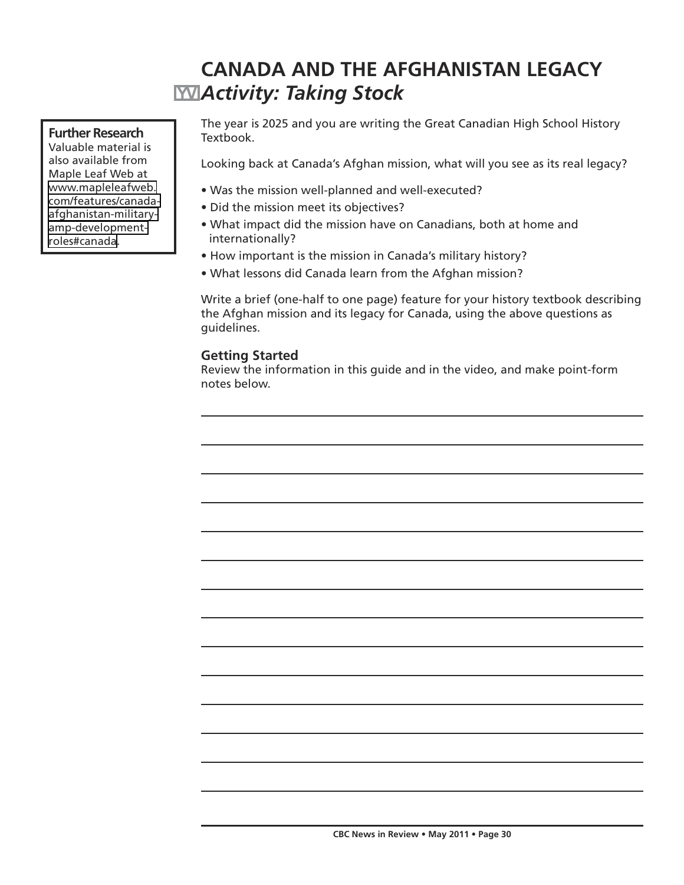# CANADA AND THE AFGHANISTAN LEGACY

## *Activity: Taking Stock*

**Further Research**
Valuable material is also available from Maple Leaf Web at www.mapleleafweb.com/features/canada-afghanistan-military-amp-development-roles#canada.

The year is 2025 and you are writing the Great Canadian High School History Textbook.

Looking back at Canada's Afghan mission, what will you see as its real legacy?

- Was the mission well-planned and well-executed?
- Did the mission meet its objectives?
- What impact did the mission have on Canadians, both at home and internationally?
- How important is the mission in Canada's military history?
- What lessons did Canada learn from the Afghan mission?

Write a brief (one-half to one page) feature for your history textbook describing the Afghan mission and its legacy for Canada, using the above questions as guidelines.

### Getting Started

Review the information in this guide and in the video, and make point-form notes below.